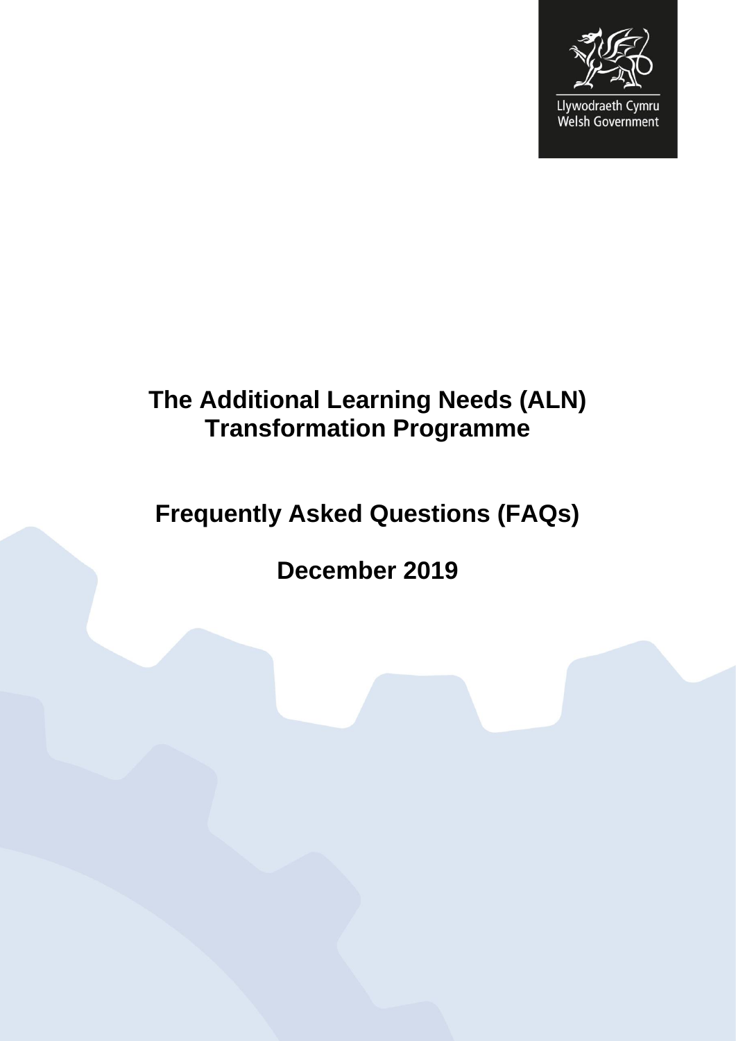Llywodraeth Cymru
Welsh Government

# The Additional Learning Needs (ALN) Transformation Programme

## Frequently Asked Questions (FAQs)

## December 2019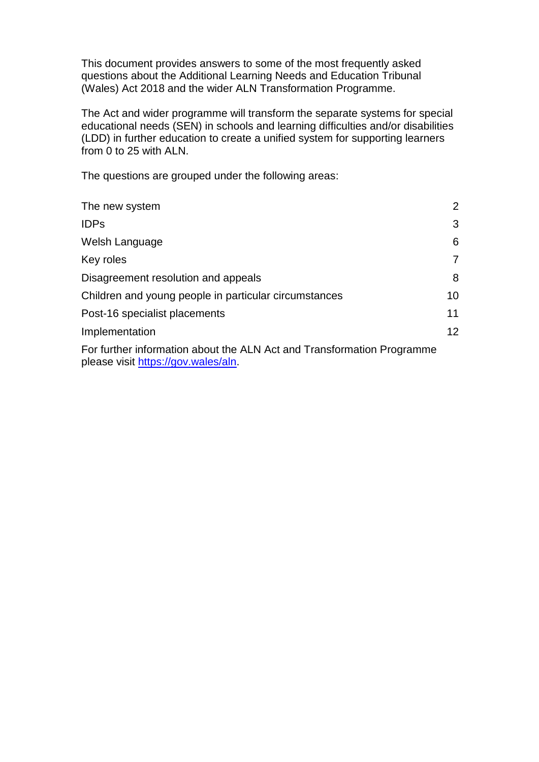This document provides answers to some of the most frequently asked questions about the Additional Learning Needs and Education Tribunal (Wales) Act 2018 and the wider ALN Transformation Programme.

The Act and wider programme will transform the separate systems for special educational needs (SEN) in schools and learning difficulties and/or disabilities (LDD) in further education to create a unified system for supporting learners from 0 to 25 with ALN.

The questions are grouped under the following areas:

| | |
|---|---|
| The new system | 2 |
| IDPs | 3 |
| Welsh Language | 6 |
| Key roles | 7 |
| Disagreement resolution and appeals | 8 |
| Children and young people in particular circumstances | 10 |
| Post-16 specialist placements | 11 |
| Implementation | 12 |

For further information about the ALN Act and Transformation Programme please visit [https://gov.wales/aln](https://gov.wales/aln).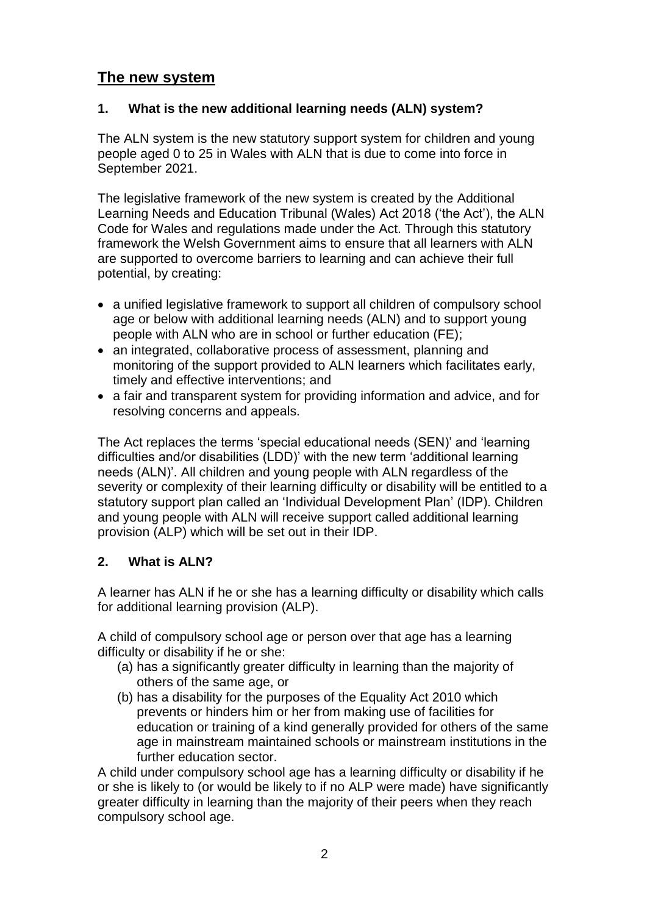## The new system

### 1. What is the new additional learning needs (ALN) system?

The ALN system is the new statutory support system for children and young people aged 0 to 25 in Wales with ALN that is due to come into force in September 2021.

The legislative framework of the new system is created by the Additional Learning Needs and Education Tribunal (Wales) Act 2018 ('the Act'), the ALN Code for Wales and regulations made under the Act. Through this statutory framework the Welsh Government aims to ensure that all learners with ALN are supported to overcome barriers to learning and can achieve their full potential, by creating:

- a unified legislative framework to support all children of compulsory school age or below with additional learning needs (ALN) and to support young people with ALN who are in school or further education (FE);
- an integrated, collaborative process of assessment, planning and monitoring of the support provided to ALN learners which facilitates early, timely and effective interventions; and
- a fair and transparent system for providing information and advice, and for resolving concerns and appeals.

The Act replaces the terms 'special educational needs (SEN)' and 'learning difficulties and/or disabilities (LDD)' with the new term 'additional learning needs (ALN)'. All children and young people with ALN regardless of the severity or complexity of their learning difficulty or disability will be entitled to a statutory support plan called an 'Individual Development Plan' (IDP). Children and young people with ALN will receive support called additional learning provision (ALP) which will be set out in their IDP.

### 2. What is ALN?

A learner has ALN if he or she has a learning difficulty or disability which calls for additional learning provision (ALP).

A child of compulsory school age or person over that age has a learning difficulty or disability if he or she:

(a) has a significantly greater difficulty in learning than the majority of others of the same age, or

(b) has a disability for the purposes of the Equality Act 2010 which prevents or hinders him or her from making use of facilities for education or training of a kind generally provided for others of the same age in mainstream maintained schools or mainstream institutions in the further education sector.

A child under compulsory school age has a learning difficulty or disability if he or she is likely to (or would be likely to if no ALP were made) have significantly greater difficulty in learning than the majority of their peers when they reach compulsory school age.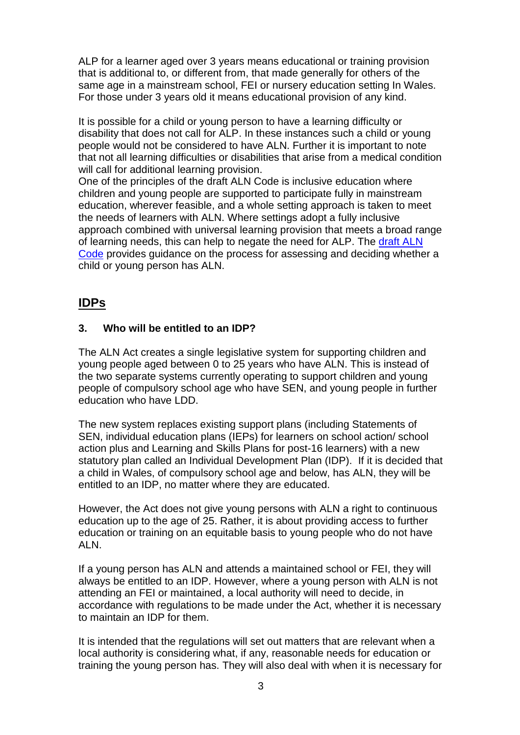ALP for a learner aged over 3 years means educational or training provision that is additional to, or different from, that made generally for others of the same age in a mainstream school, FEI or nursery education setting In Wales. For those under 3 years old it means educational provision of any kind.

It is possible for a child or young person to have a learning difficulty or disability that does not call for ALP. In these instances such a child or young people would not be considered to have ALN. Further it is important to note that not all learning difficulties or disabilities that arise from a medical condition will call for additional learning provision.
One of the principles of the draft ALN Code is inclusive education where children and young people are supported to participate fully in mainstream education, wherever feasible, and a whole setting approach is taken to meet the needs of learners with ALN. Where settings adopt a fully inclusive approach combined with universal learning provision that meets a broad range of learning needs, this can help to negate the need for ALP. The draft ALN Code provides guidance on the process for assessing and deciding whether a child or young person has ALN.

## IDPs

### 3. Who will be entitled to an IDP?

The ALN Act creates a single legislative system for supporting children and young people aged between 0 to 25 years who have ALN. This is instead of the two separate systems currently operating to support children and young people of compulsory school age who have SEN, and young people in further education who have LDD.

The new system replaces existing support plans (including Statements of SEN, individual education plans (IEPs) for learners on school action/ school action plus and Learning and Skills Plans for post-16 learners) with a new statutory plan called an Individual Development Plan (IDP). If it is decided that a child in Wales, of compulsory school age and below, has ALN, they will be entitled to an IDP, no matter where they are educated.

However, the Act does not give young persons with ALN a right to continuous education up to the age of 25. Rather, it is about providing access to further education or training on an equitable basis to young people who do not have ALN.

If a young person has ALN and attends a maintained school or FEI, they will always be entitled to an IDP. However, where a young person with ALN is not attending an FEI or maintained, a local authority will need to decide, in accordance with regulations to be made under the Act, whether it is necessary to maintain an IDP for them.

It is intended that the regulations will set out matters that are relevant when a local authority is considering what, if any, reasonable needs for education or training the young person has. They will also deal with when it is necessary for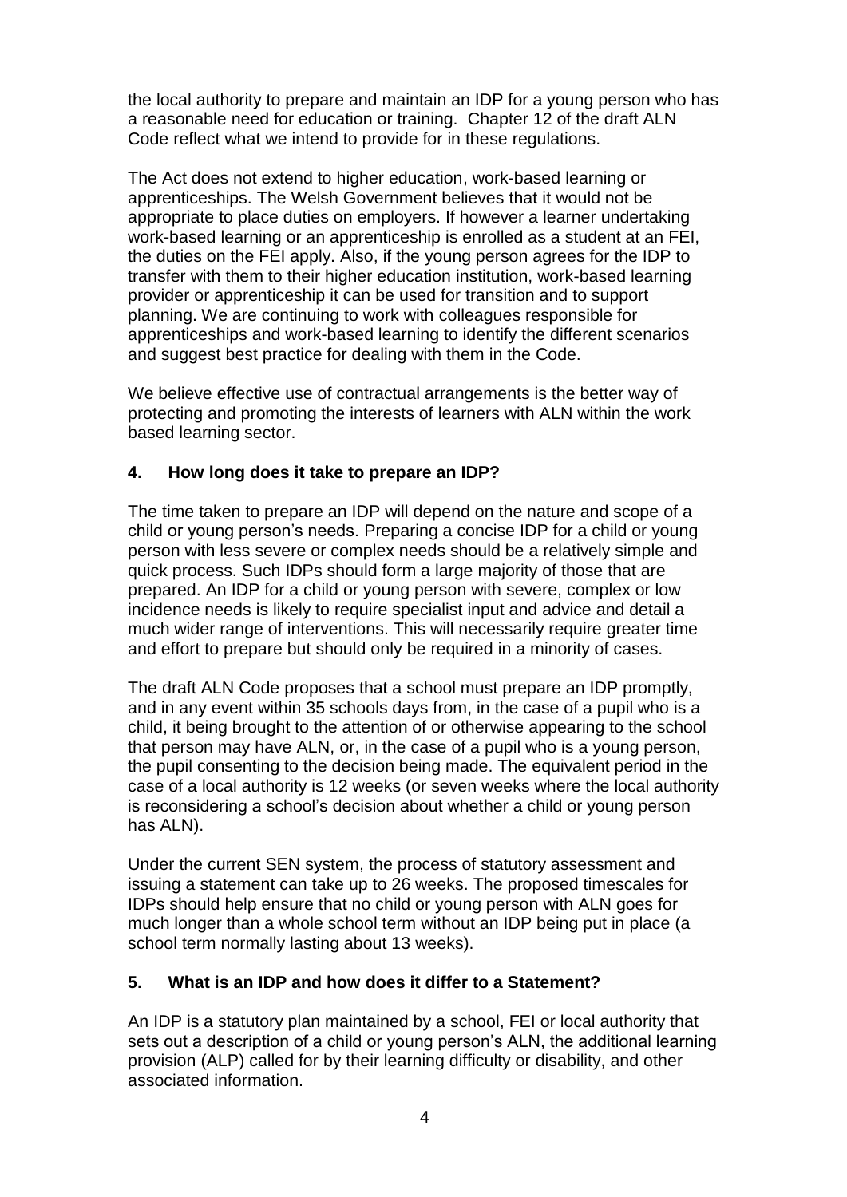the local authority to prepare and maintain an IDP for a young person who has a reasonable need for education or training. Chapter 12 of the draft ALN Code reflect what we intend to provide for in these regulations.

The Act does not extend to higher education, work-based learning or apprenticeships. The Welsh Government believes that it would not be appropriate to place duties on employers. If however a learner undertaking work-based learning or an apprenticeship is enrolled as a student at an FEI, the duties on the FEI apply. Also, if the young person agrees for the IDP to transfer with them to their higher education institution, work-based learning provider or apprenticeship it can be used for transition and to support planning. We are continuing to work with colleagues responsible for apprenticeships and work-based learning to identify the different scenarios and suggest best practice for dealing with them in the Code.

We believe effective use of contractual arrangements is the better way of protecting and promoting the interests of learners with ALN within the work based learning sector.

## 4. How long does it take to prepare an IDP?

The time taken to prepare an IDP will depend on the nature and scope of a child or young person's needs. Preparing a concise IDP for a child or young person with less severe or complex needs should be a relatively simple and quick process. Such IDPs should form a large majority of those that are prepared. An IDP for a child or young person with severe, complex or low incidence needs is likely to require specialist input and advice and detail a much wider range of interventions. This will necessarily require greater time and effort to prepare but should only be required in a minority of cases.

The draft ALN Code proposes that a school must prepare an IDP promptly, and in any event within 35 schools days from, in the case of a pupil who is a child, it being brought to the attention of or otherwise appearing to the school that person may have ALN, or, in the case of a pupil who is a young person, the pupil consenting to the decision being made. The equivalent period in the case of a local authority is 12 weeks (or seven weeks where the local authority is reconsidering a school's decision about whether a child or young person has ALN).

Under the current SEN system, the process of statutory assessment and issuing a statement can take up to 26 weeks. The proposed timescales for IDPs should help ensure that no child or young person with ALN goes for much longer than a whole school term without an IDP being put in place (a school term normally lasting about 13 weeks).

## 5. What is an IDP and how does it differ to a Statement?

An IDP is a statutory plan maintained by a school, FEI or local authority that sets out a description of a child or young person's ALN, the additional learning provision (ALP) called for by their learning difficulty or disability, and other associated information.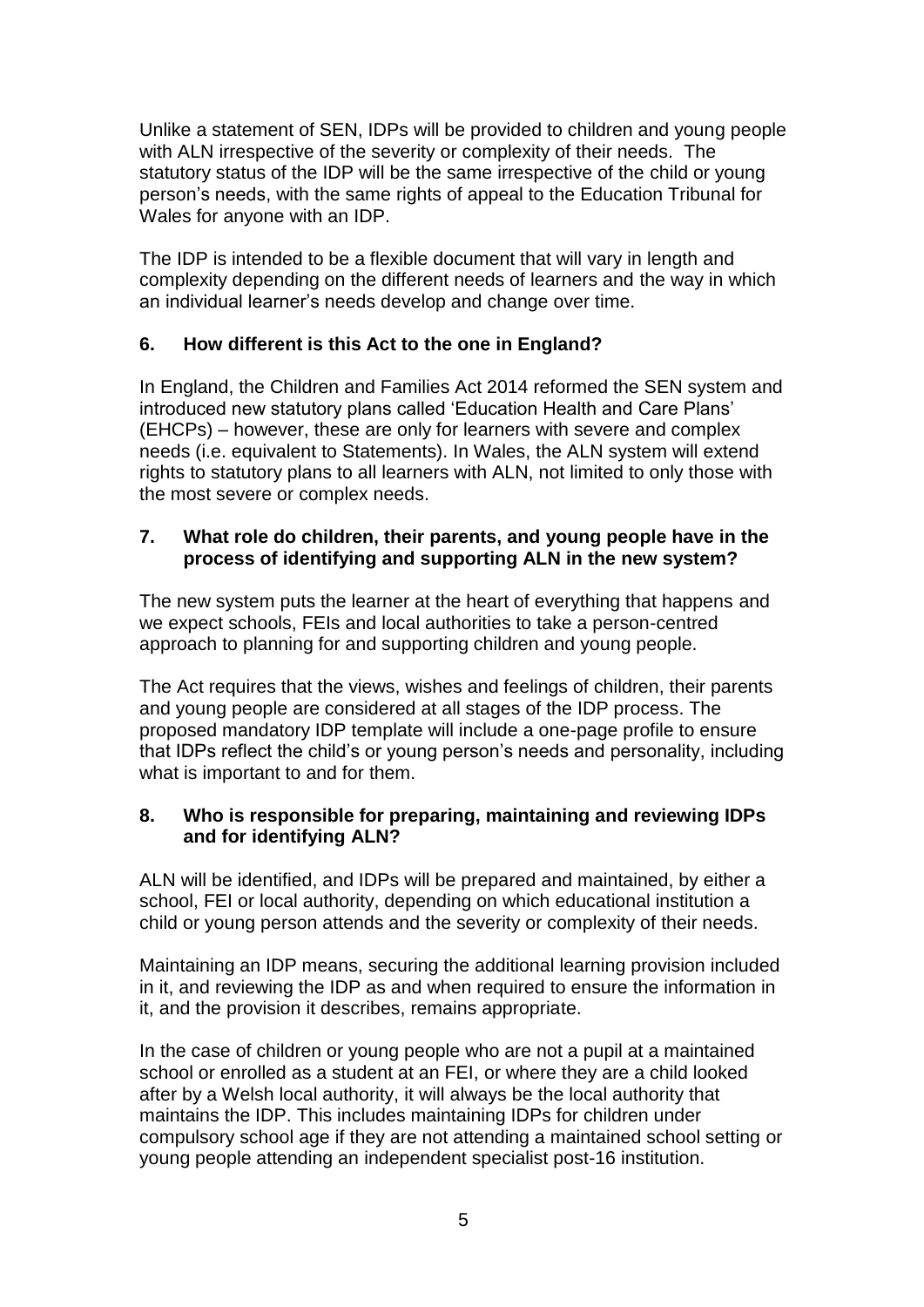Unlike a statement of SEN, IDPs will be provided to children and young people with ALN irrespective of the severity or complexity of their needs. The statutory status of the IDP will be the same irrespective of the child or young person's needs, with the same rights of appeal to the Education Tribunal for Wales for anyone with an IDP.

The IDP is intended to be a flexible document that will vary in length and complexity depending on the different needs of learners and the way in which an individual learner's needs develop and change over time.

### 6. How different is this Act to the one in England?

In England, the Children and Families Act 2014 reformed the SEN system and introduced new statutory plans called 'Education Health and Care Plans' (EHCPs) – however, these are only for learners with severe and complex needs (i.e. equivalent to Statements). In Wales, the ALN system will extend rights to statutory plans to all learners with ALN, not limited to only those with the most severe or complex needs.

### 7. What role do children, their parents, and young people have in the process of identifying and supporting ALN in the new system?

The new system puts the learner at the heart of everything that happens and we expect schools, FEIs and local authorities to take a person-centred approach to planning for and supporting children and young people.

The Act requires that the views, wishes and feelings of children, their parents and young people are considered at all stages of the IDP process. The proposed mandatory IDP template will include a one-page profile to ensure that IDPs reflect the child's or young person's needs and personality, including what is important to and for them.

### 8. Who is responsible for preparing, maintaining and reviewing IDPs and for identifying ALN?

ALN will be identified, and IDPs will be prepared and maintained, by either a school, FEI or local authority, depending on which educational institution a child or young person attends and the severity or complexity of their needs.

Maintaining an IDP means, securing the additional learning provision included in it, and reviewing the IDP as and when required to ensure the information in it, and the provision it describes, remains appropriate.

In the case of children or young people who are not a pupil at a maintained school or enrolled as a student at an FEI, or where they are a child looked after by a Welsh local authority, it will always be the local authority that maintains the IDP. This includes maintaining IDPs for children under compulsory school age if they are not attending a maintained school setting or young people attending an independent specialist post-16 institution.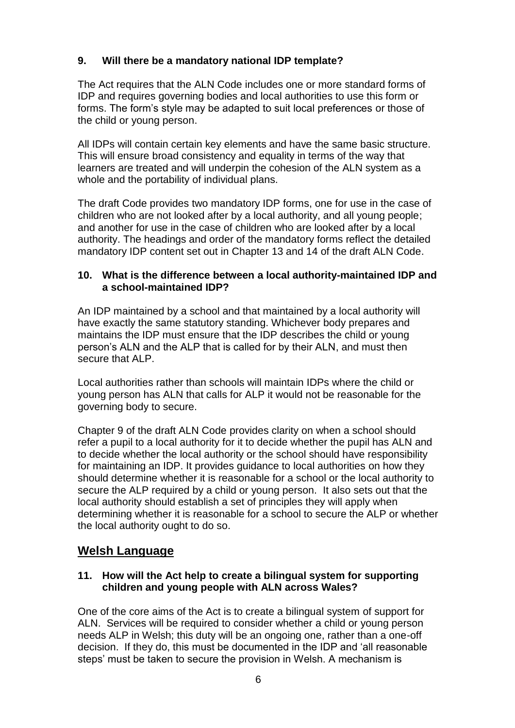### 9. Will there be a mandatory national IDP template?

The Act requires that the ALN Code includes one or more standard forms of IDP and requires governing bodies and local authorities to use this form or forms. The form's style may be adapted to suit local preferences or those of the child or young person.

All IDPs will contain certain key elements and have the same basic structure. This will ensure broad consistency and equality in terms of the way that learners are treated and will underpin the cohesion of the ALN system as a whole and the portability of individual plans.

The draft Code provides two mandatory IDP forms, one for use in the case of children who are not looked after by a local authority, and all young people; and another for use in the case of children who are looked after by a local authority. The headings and order of the mandatory forms reflect the detailed mandatory IDP content set out in Chapter 13 and 14 of the draft ALN Code.

### 10. What is the difference between a local authority-maintained IDP and a school-maintained IDP?

An IDP maintained by a school and that maintained by a local authority will have exactly the same statutory standing. Whichever body prepares and maintains the IDP must ensure that the IDP describes the child or young person's ALN and the ALP that is called for by their ALN, and must then secure that ALP.

Local authorities rather than schools will maintain IDPs where the child or young person has ALN that calls for ALP it would not be reasonable for the governing body to secure.

Chapter 9 of the draft ALN Code provides clarity on when a school should refer a pupil to a local authority for it to decide whether the pupil has ALN and to decide whether the local authority or the school should have responsibility for maintaining an IDP. It provides guidance to local authorities on how they should determine whether it is reasonable for a school or the local authority to secure the ALP required by a child or young person. It also sets out that the local authority should establish a set of principles they will apply when determining whether it is reasonable for a school to secure the ALP or whether the local authority ought to do so.

## Welsh Language

### 11. How will the Act help to create a bilingual system for supporting children and young people with ALN across Wales?

One of the core aims of the Act is to create a bilingual system of support for ALN. Services will be required to consider whether a child or young person needs ALP in Welsh; this duty will be an ongoing one, rather than a one-off decision. If they do, this must be documented in the IDP and 'all reasonable steps' must be taken to secure the provision in Welsh. A mechanism is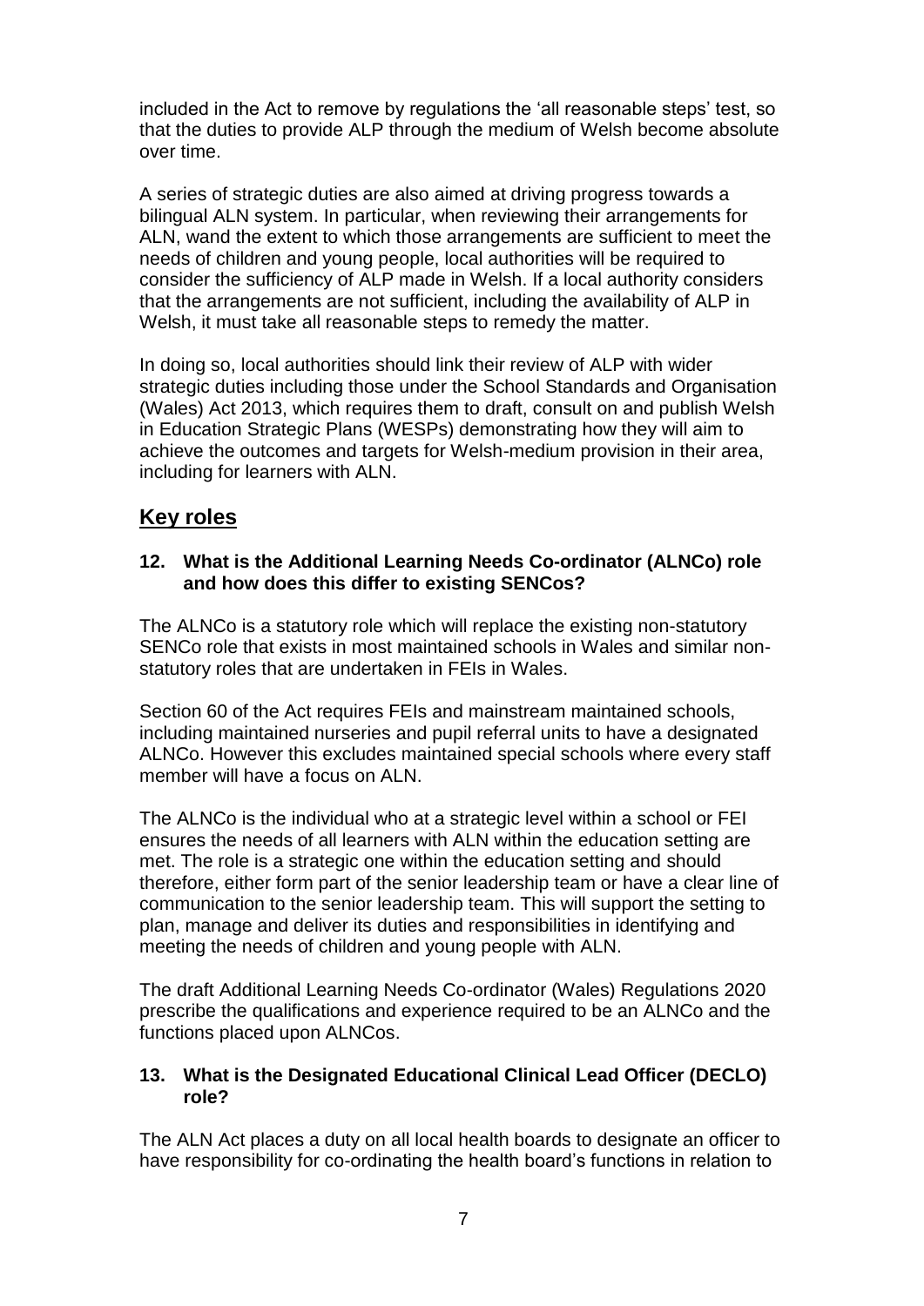included in the Act to remove by regulations the 'all reasonable steps' test, so that the duties to provide ALP through the medium of Welsh become absolute over time.

A series of strategic duties are also aimed at driving progress towards a bilingual ALN system. In particular, when reviewing their arrangements for ALN, wand the extent to which those arrangements are sufficient to meet the needs of children and young people, local authorities will be required to consider the sufficiency of ALP made in Welsh. If a local authority considers that the arrangements are not sufficient, including the availability of ALP in Welsh, it must take all reasonable steps to remedy the matter.

In doing so, local authorities should link their review of ALP with wider strategic duties including those under the School Standards and Organisation (Wales) Act 2013, which requires them to draft, consult on and publish Welsh in Education Strategic Plans (WESPs) demonstrating how they will aim to achieve the outcomes and targets for Welsh-medium provision in their area, including for learners with ALN.

## Key roles

### 12. What is the Additional Learning Needs Co-ordinator (ALNCo) role and how does this differ to existing SENCos?

The ALNCo is a statutory role which will replace the existing non-statutory SENCo role that exists in most maintained schools in Wales and similar non-statutory roles that are undertaken in FEIs in Wales.

Section 60 of the Act requires FEIs and mainstream maintained schools, including maintained nurseries and pupil referral units to have a designated ALNCo. However this excludes maintained special schools where every staff member will have a focus on ALN.

The ALNCo is the individual who at a strategic level within a school or FEI ensures the needs of all learners with ALN within the education setting are met. The role is a strategic one within the education setting and should therefore, either form part of the senior leadership team or have a clear line of communication to the senior leadership team. This will support the setting to plan, manage and deliver its duties and responsibilities in identifying and meeting the needs of children and young people with ALN.

The draft Additional Learning Needs Co-ordinator (Wales) Regulations 2020 prescribe the qualifications and experience required to be an ALNCo and the functions placed upon ALNCos.

### 13. What is the Designated Educational Clinical Lead Officer (DECLO) role?

The ALN Act places a duty on all local health boards to designate an officer to have responsibility for co-ordinating the health board's functions in relation to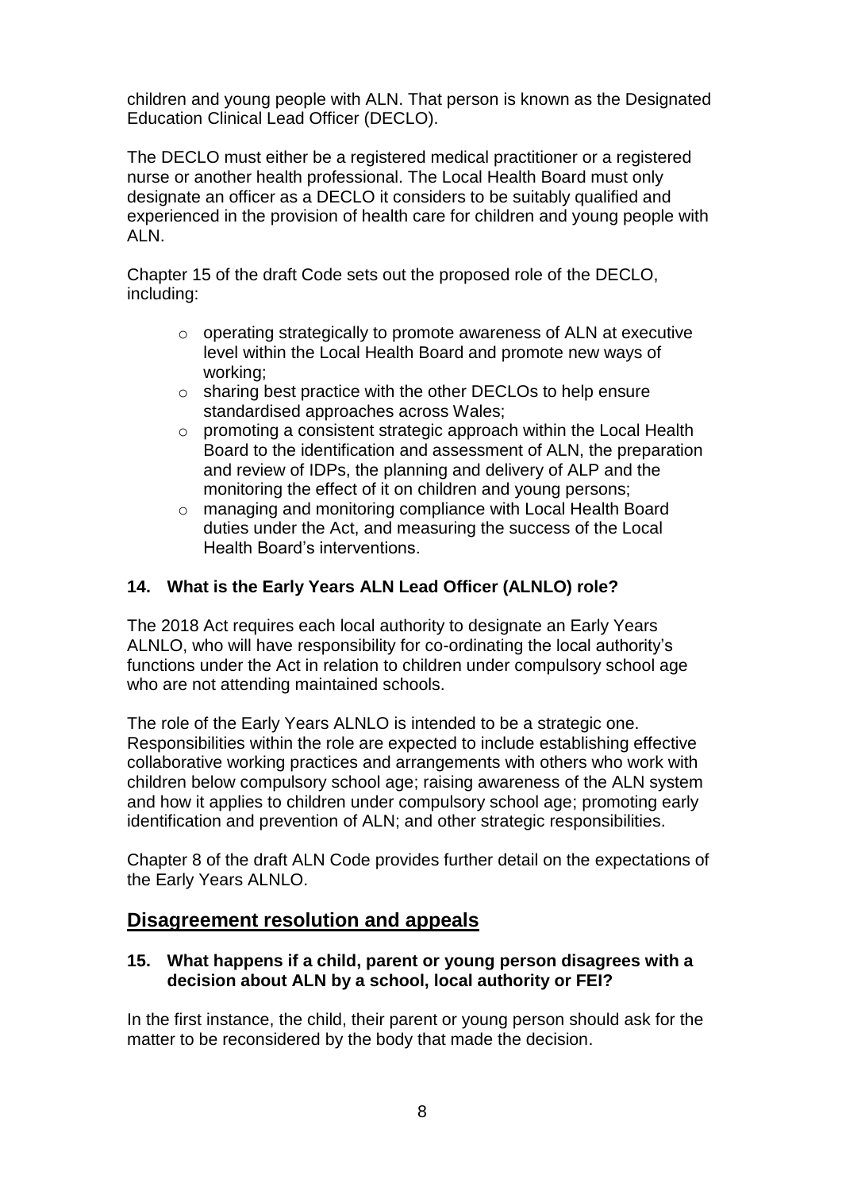children and young people with ALN. That person is known as the Designated Education Clinical Lead Officer (DECLO).

The DECLO must either be a registered medical practitioner or a registered nurse or another health professional. The Local Health Board must only designate an officer as a DECLO it considers to be suitably qualified and experienced in the provision of health care for children and young people with ALN.

Chapter 15 of the draft Code sets out the proposed role of the DECLO, including:

- operating strategically to promote awareness of ALN at executive level within the Local Health Board and promote new ways of working;
- sharing best practice with the other DECLOs to help ensure standardised approaches across Wales;
- promoting a consistent strategic approach within the Local Health Board to the identification and assessment of ALN, the preparation and review of IDPs, the planning and delivery of ALP and the monitoring the effect of it on children and young persons;
- managing and monitoring compliance with Local Health Board duties under the Act, and measuring the success of the Local Health Board's interventions.

### 14. What is the Early Years ALN Lead Officer (ALNLO) role?

The 2018 Act requires each local authority to designate an Early Years ALNLO, who will have responsibility for co-ordinating the local authority's functions under the Act in relation to children under compulsory school age who are not attending maintained schools.

The role of the Early Years ALNLO is intended to be a strategic one. Responsibilities within the role are expected to include establishing effective collaborative working practices and arrangements with others who work with children below compulsory school age; raising awareness of the ALN system and how it applies to children under compulsory school age; promoting early identification and prevention of ALN; and other strategic responsibilities.

Chapter 8 of the draft ALN Code provides further detail on the expectations of the Early Years ALNLO.

## Disagreement resolution and appeals

### 15. What happens if a child, parent or young person disagrees with a decision about ALN by a school, local authority or FEI?

In the first instance, the child, their parent or young person should ask for the matter to be reconsidered by the body that made the decision.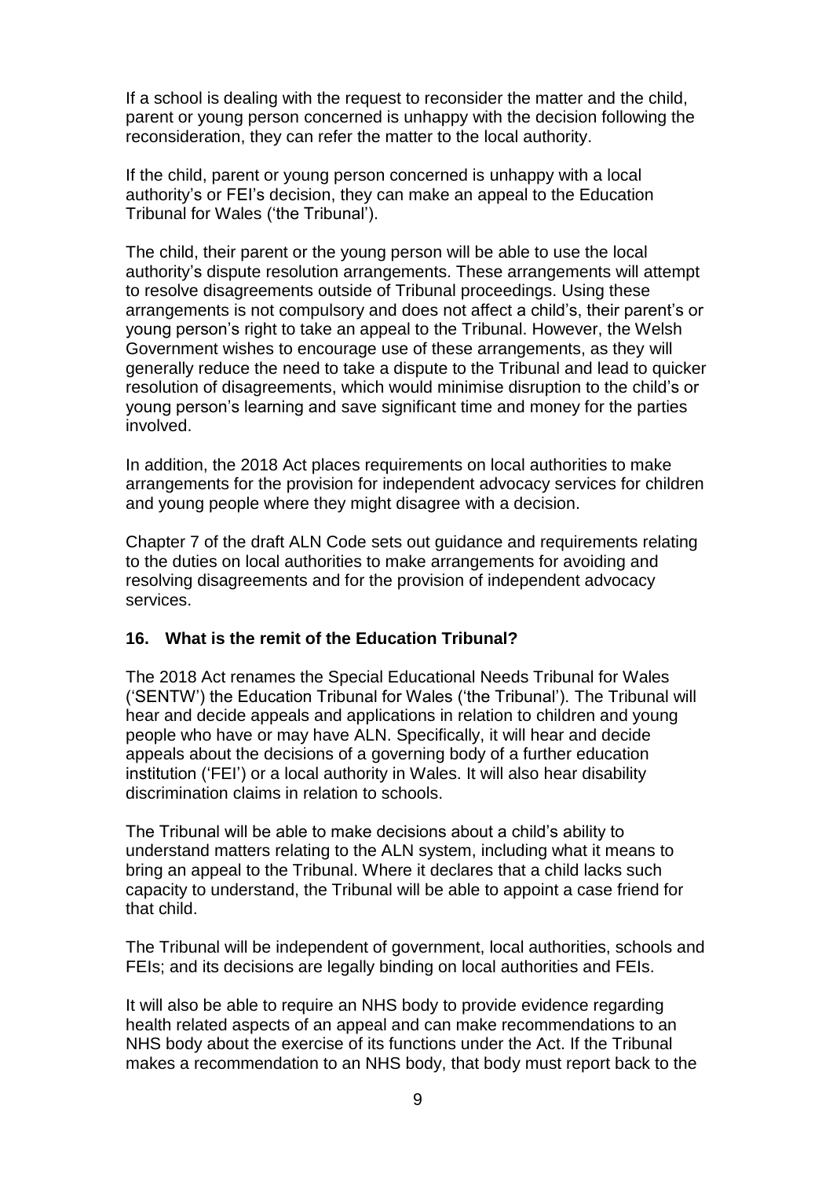If a school is dealing with the request to reconsider the matter and the child, parent or young person concerned is unhappy with the decision following the reconsideration, they can refer the matter to the local authority.

If the child, parent or young person concerned is unhappy with a local authority's or FEI's decision, they can make an appeal to the Education Tribunal for Wales ('the Tribunal').

The child, their parent or the young person will be able to use the local authority's dispute resolution arrangements. These arrangements will attempt to resolve disagreements outside of Tribunal proceedings. Using these arrangements is not compulsory and does not affect a child's, their parent's or young person's right to take an appeal to the Tribunal. However, the Welsh Government wishes to encourage use of these arrangements, as they will generally reduce the need to take a dispute to the Tribunal and lead to quicker resolution of disagreements, which would minimise disruption to the child's or young person's learning and save significant time and money for the parties involved.

In addition, the 2018 Act places requirements on local authorities to make arrangements for the provision for independent advocacy services for children and young people where they might disagree with a decision.

Chapter 7 of the draft ALN Code sets out guidance and requirements relating to the duties on local authorities to make arrangements for avoiding and resolving disagreements and for the provision of independent advocacy services.

### 16. What is the remit of the Education Tribunal?

The 2018 Act renames the Special Educational Needs Tribunal for Wales ('SENTW') the Education Tribunal for Wales ('the Tribunal'). The Tribunal will hear and decide appeals and applications in relation to children and young people who have or may have ALN. Specifically, it will hear and decide appeals about the decisions of a governing body of a further education institution ('FEI') or a local authority in Wales. It will also hear disability discrimination claims in relation to schools.

The Tribunal will be able to make decisions about a child's ability to understand matters relating to the ALN system, including what it means to bring an appeal to the Tribunal. Where it declares that a child lacks such capacity to understand, the Tribunal will be able to appoint a case friend for that child.

The Tribunal will be independent of government, local authorities, schools and FEIs; and its decisions are legally binding on local authorities and FEIs.

It will also be able to require an NHS body to provide evidence regarding health related aspects of an appeal and can make recommendations to an NHS body about the exercise of its functions under the Act. If the Tribunal makes a recommendation to an NHS body, that body must report back to the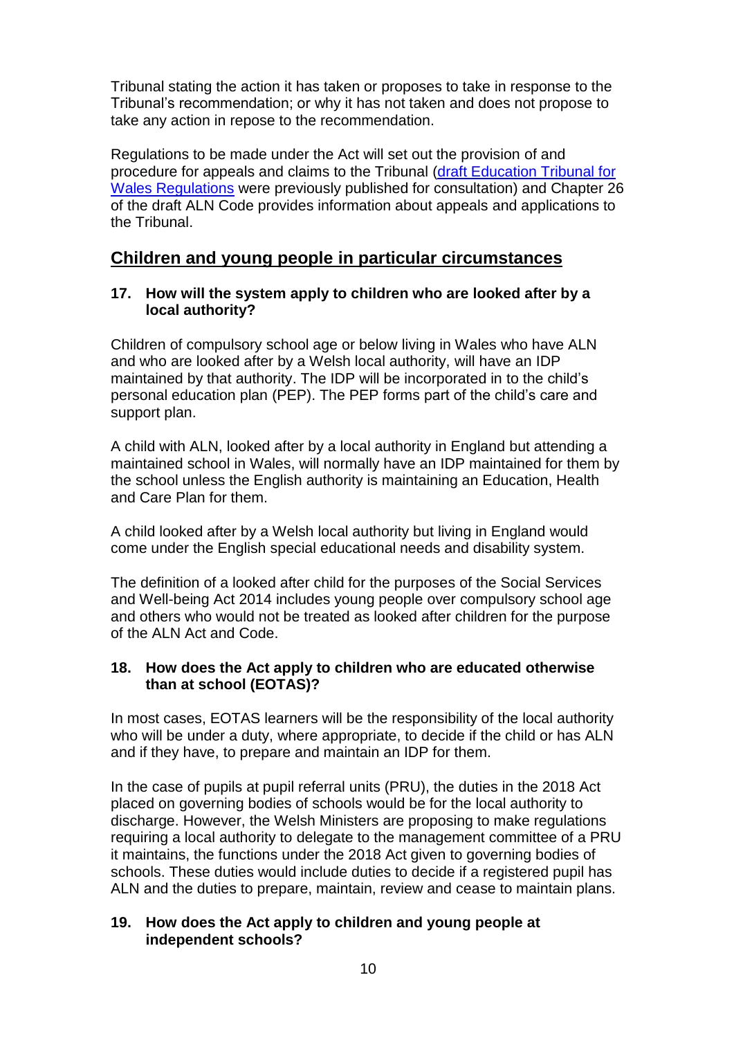Tribunal stating the action it has taken or proposes to take in response to the Tribunal's recommendation; or why it has not taken and does not propose to take any action in repose to the recommendation.

Regulations to be made under the Act will set out the provision of and procedure for appeals and claims to the Tribunal ([draft Education Tribunal for Wales Regulations]() were previously published for consultation) and Chapter 26 of the draft ALN Code provides information about appeals and applications to the Tribunal.

## Children and young people in particular circumstances

**17. How will the system apply to children who are looked after by a local authority?**

Children of compulsory school age or below living in Wales who have ALN and who are looked after by a Welsh local authority, will have an IDP maintained by that authority. The IDP will be incorporated in to the child's personal education plan (PEP). The PEP forms part of the child's care and support plan.

A child with ALN, looked after by a local authority in England but attending a maintained school in Wales, will normally have an IDP maintained for them by the school unless the English authority is maintaining an Education, Health and Care Plan for them.

A child looked after by a Welsh local authority but living in England would come under the English special educational needs and disability system.

The definition of a looked after child for the purposes of the Social Services and Well-being Act 2014 includes young people over compulsory school age and others who would not be treated as looked after children for the purpose of the ALN Act and Code.

**18. How does the Act apply to children who are educated otherwise than at school (EOTAS)?**

In most cases, EOTAS learners will be the responsibility of the local authority who will be under a duty, where appropriate, to decide if the child or has ALN and if they have, to prepare and maintain an IDP for them.

In the case of pupils at pupil referral units (PRU), the duties in the 2018 Act placed on governing bodies of schools would be for the local authority to discharge. However, the Welsh Ministers are proposing to make regulations requiring a local authority to delegate to the management committee of a PRU it maintains, the functions under the 2018 Act given to governing bodies of schools. These duties would include duties to decide if a registered pupil has ALN and the duties to prepare, maintain, review and cease to maintain plans.

**19. How does the Act apply to children and young people at independent schools?**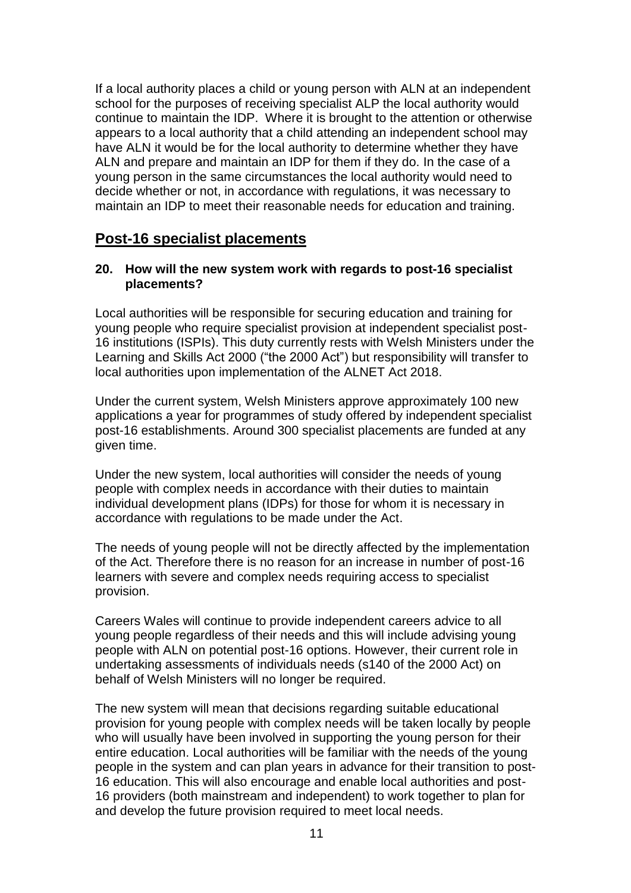If a local authority places a child or young person with ALN at an independent school for the purposes of receiving specialist ALP the local authority would continue to maintain the IDP. Where it is brought to the attention or otherwise appears to a local authority that a child attending an independent school may have ALN it would be for the local authority to determine whether they have ALN and prepare and maintain an IDP for them if they do. In the case of a young person in the same circumstances the local authority would need to decide whether or not, in accordance with regulations, it was necessary to maintain an IDP to meet their reasonable needs for education and training.

## Post-16 specialist placements

### 20. How will the new system work with regards to post-16 specialist placements?

Local authorities will be responsible for securing education and training for young people who require specialist provision at independent specialist post-16 institutions (ISPIs). This duty currently rests with Welsh Ministers under the Learning and Skills Act 2000 ("the 2000 Act") but responsibility will transfer to local authorities upon implementation of the ALNET Act 2018.

Under the current system, Welsh Ministers approve approximately 100 new applications a year for programmes of study offered by independent specialist post-16 establishments. Around 300 specialist placements are funded at any given time.

Under the new system, local authorities will consider the needs of young people with complex needs in accordance with their duties to maintain individual development plans (IDPs) for those for whom it is necessary in accordance with regulations to be made under the Act.

The needs of young people will not be directly affected by the implementation of the Act. Therefore there is no reason for an increase in number of post-16 learners with severe and complex needs requiring access to specialist provision.

Careers Wales will continue to provide independent careers advice to all young people regardless of their needs and this will include advising young people with ALN on potential post-16 options. However, their current role in undertaking assessments of individuals needs (s140 of the 2000 Act) on behalf of Welsh Ministers will no longer be required.

The new system will mean that decisions regarding suitable educational provision for young people with complex needs will be taken locally by people who will usually have been involved in supporting the young person for their entire education. Local authorities will be familiar with the needs of the young people in the system and can plan years in advance for their transition to post-16 education. This will also encourage and enable local authorities and post-16 providers (both mainstream and independent) to work together to plan for and develop the future provision required to meet local needs.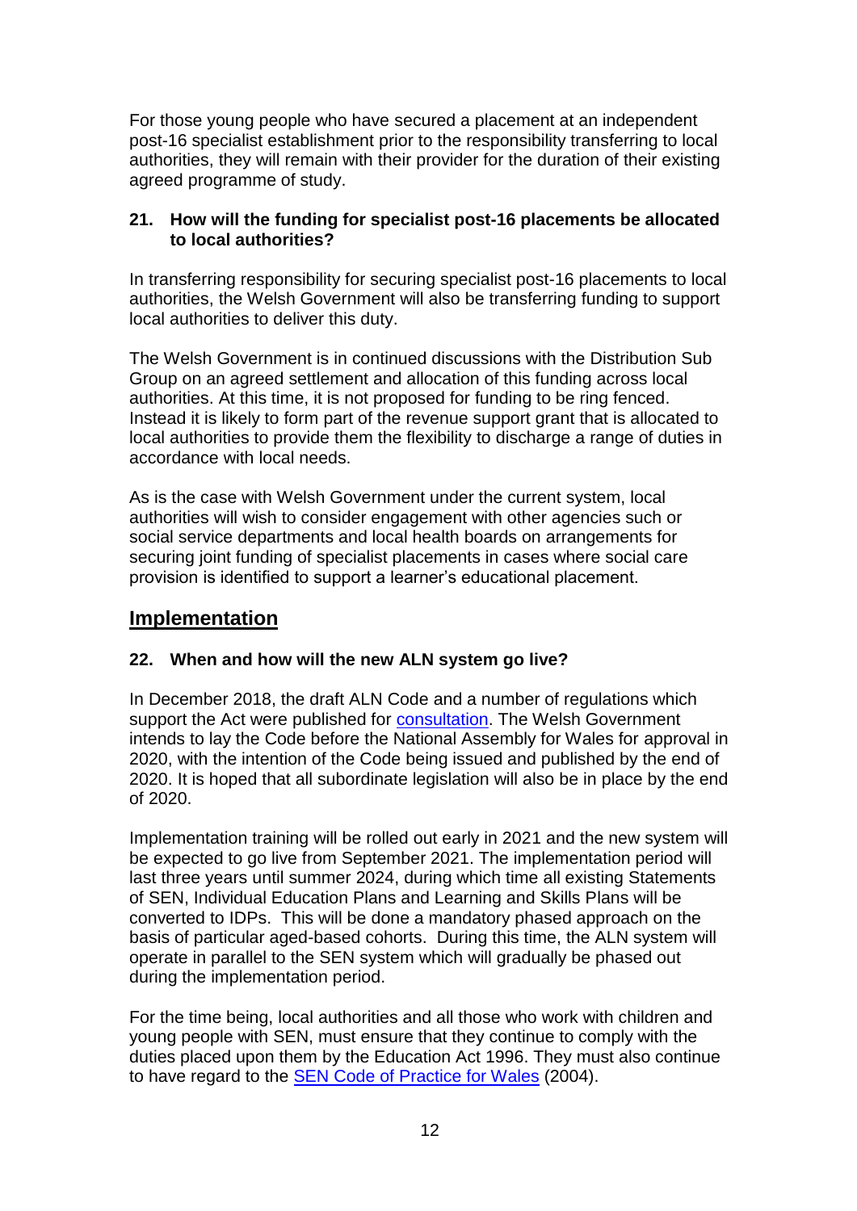For those young people who have secured a placement at an independent post-16 specialist establishment prior to the responsibility transferring to local authorities, they will remain with their provider for the duration of their existing agreed programme of study.

### 21. How will the funding for specialist post-16 placements be allocated to local authorities?

In transferring responsibility for securing specialist post-16 placements to local authorities, the Welsh Government will also be transferring funding to support local authorities to deliver this duty.

The Welsh Government is in continued discussions with the Distribution Sub Group on an agreed settlement and allocation of this funding across local authorities. At this time, it is not proposed for funding to be ring fenced. Instead it is likely to form part of the revenue support grant that is allocated to local authorities to provide them the flexibility to discharge a range of duties in accordance with local needs.

As is the case with Welsh Government under the current system, local authorities will wish to consider engagement with other agencies such or social service departments and local health boards on arrangements for securing joint funding of specialist placements in cases where social care provision is identified to support a learner's educational placement.

## Implementation

### 22. When and how will the new ALN system go live?

In December 2018, the draft ALN Code and a number of regulations which support the Act were published for consultation. The Welsh Government intends to lay the Code before the National Assembly for Wales for approval in 2020, with the intention of the Code being issued and published by the end of 2020. It is hoped that all subordinate legislation will also be in place by the end of 2020.

Implementation training will be rolled out early in 2021 and the new system will be expected to go live from September 2021. The implementation period will last three years until summer 2024, during which time all existing Statements of SEN, Individual Education Plans and Learning and Skills Plans will be converted to IDPs. This will be done a mandatory phased approach on the basis of particular aged-based cohorts. During this time, the ALN system will operate in parallel to the SEN system which will gradually be phased out during the implementation period.

For the time being, local authorities and all those who work with children and young people with SEN, must ensure that they continue to comply with the duties placed upon them by the Education Act 1996. They must also continue to have regard to the SEN Code of Practice for Wales (2004).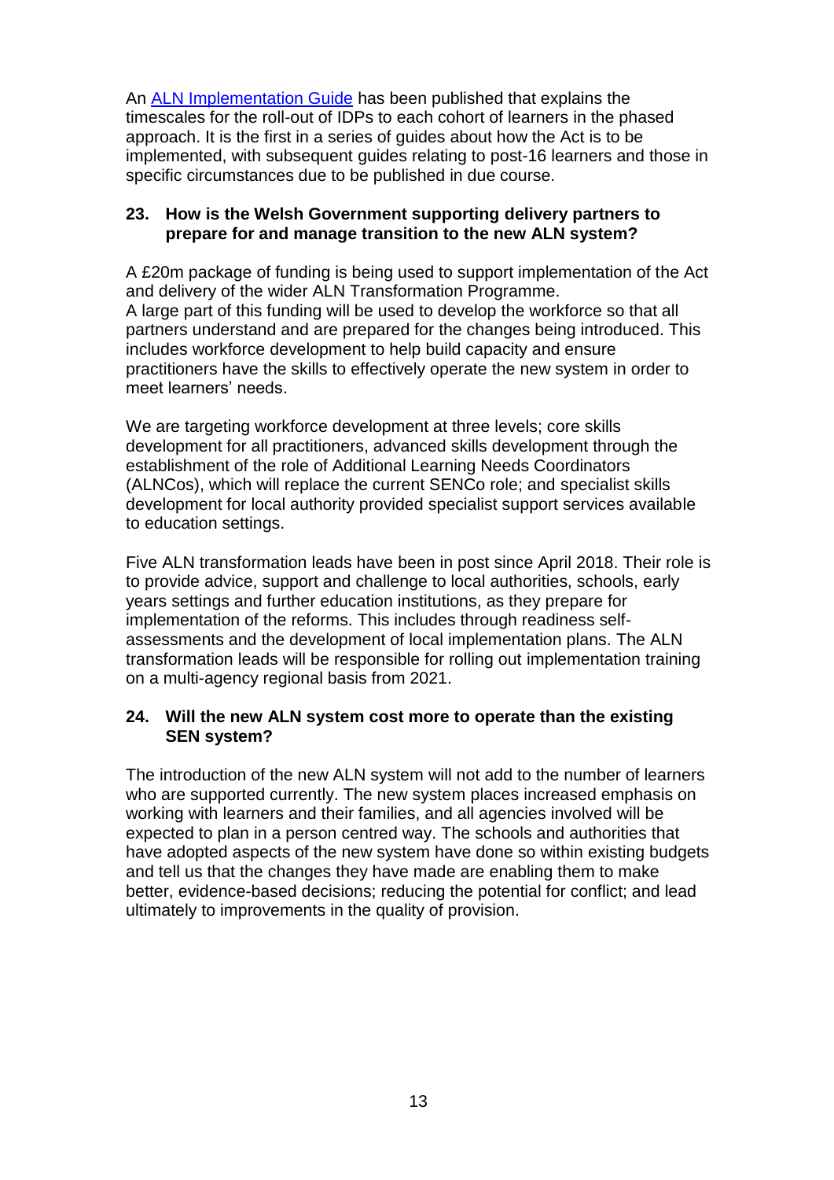An [ALN Implementation Guide] has been published that explains the timescales for the roll-out of IDPs to each cohort of learners in the phased approach. It is the first in a series of guides about how the Act is to be implemented, with subsequent guides relating to post-16 learners and those in specific circumstances due to be published in due course.

**23. How is the Welsh Government supporting delivery partners to prepare for and manage transition to the new ALN system?**

A £20m package of funding is being used to support implementation of the Act and delivery of the wider ALN Transformation Programme.
A large part of this funding will be used to develop the workforce so that all partners understand and are prepared for the changes being introduced. This includes workforce development to help build capacity and ensure practitioners have the skills to effectively operate the new system in order to meet learners' needs.

We are targeting workforce development at three levels; core skills development for all practitioners, advanced skills development through the establishment of the role of Additional Learning Needs Coordinators (ALNCos), which will replace the current SENCo role; and specialist skills development for local authority provided specialist support services available to education settings.

Five ALN transformation leads have been in post since April 2018. Their role is to provide advice, support and challenge to local authorities, schools, early years settings and further education institutions, as they prepare for implementation of the reforms. This includes through readiness self-assessments and the development of local implementation plans. The ALN transformation leads will be responsible for rolling out implementation training on a multi-agency regional basis from 2021.

**24. Will the new ALN system cost more to operate than the existing SEN system?**

The introduction of the new ALN system will not add to the number of learners who are supported currently. The new system places increased emphasis on working with learners and their families, and all agencies involved will be expected to plan in a person centred way. The schools and authorities that have adopted aspects of the new system have done so within existing budgets and tell us that the changes they have made are enabling them to make better, evidence-based decisions; reducing the potential for conflict; and lead ultimately to improvements in the quality of provision.